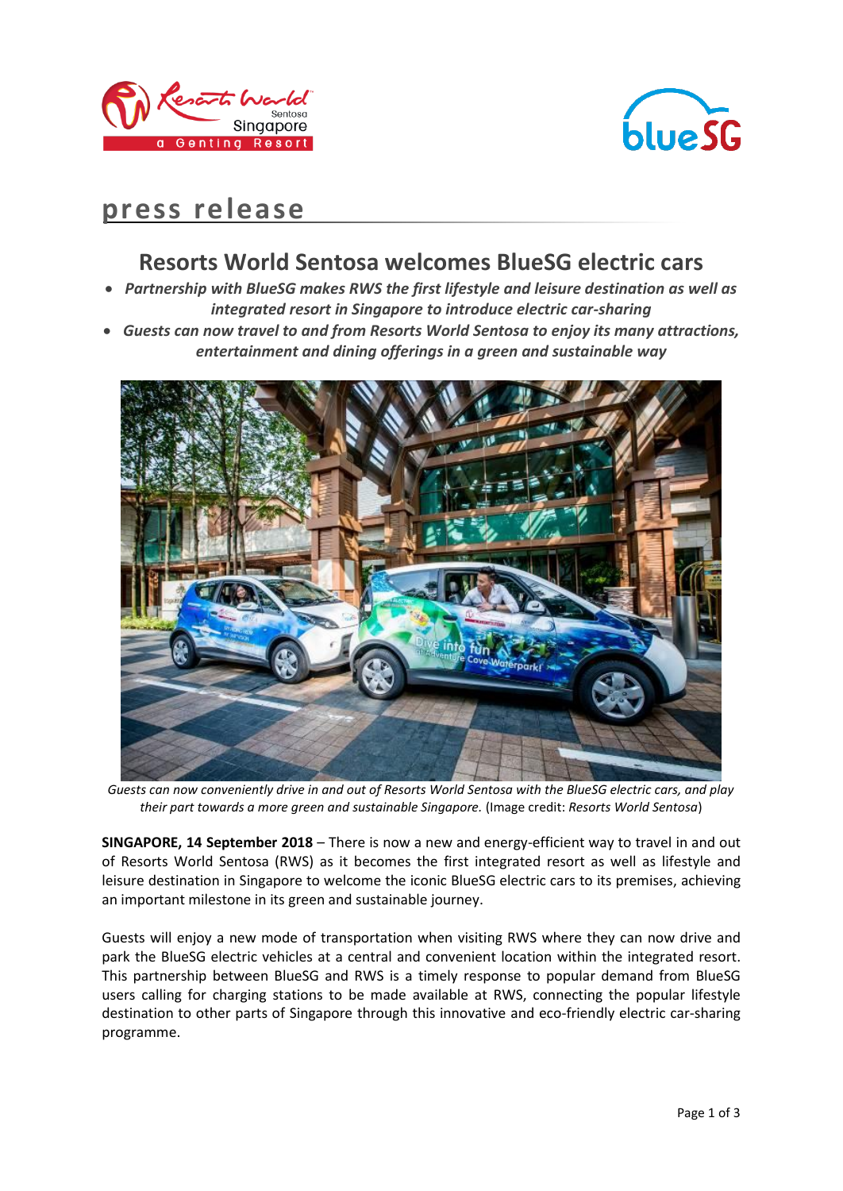press release

# Resorts World Sentosa welcomes BlueSG electric cars

- ***Partnership with BlueSG makes RWS the first lifestyle and leisure destination as well as integrated resort in Singapore to introduce electric car-sharing***
- ***Guests can now travel to and from Resorts World Sentosa to enjoy its many attractions, entertainment and dining offerings in a green and sustainable way***

*Guests can now conveniently drive in and out of Resorts World Sentosa with the BlueSG electric cars, and play their part towards a more green and sustainable Singapore.* (Image credit: *Resorts World Sentosa*)

**SINGAPORE, 14 September 2018** – There is now a new and energy-efficient way to travel in and out of Resorts World Sentosa (RWS) as it becomes the first integrated resort as well as lifestyle and leisure destination in Singapore to welcome the iconic BlueSG electric cars to its premises, achieving an important milestone in its green and sustainable journey.

Guests will enjoy a new mode of transportation when visiting RWS where they can now drive and park the BlueSG electric vehicles at a central and convenient location within the integrated resort. This partnership between BlueSG and RWS is a timely response to popular demand from BlueSG users calling for charging stations to be made available at RWS, connecting the popular lifestyle destination to other parts of Singapore through this innovative and eco-friendly electric car-sharing programme.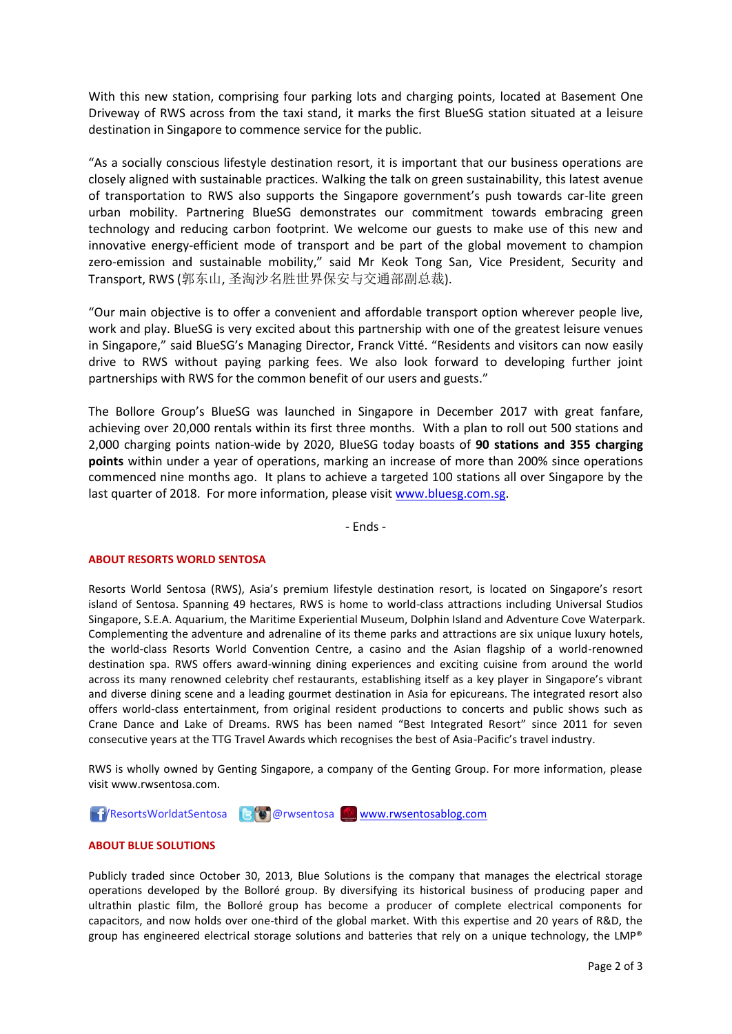With this new station, comprising four parking lots and charging points, located at Basement One Driveway of RWS across from the taxi stand, it marks the first BlueSG station situated at a leisure destination in Singapore to commence service for the public.

"As a socially conscious lifestyle destination resort, it is important that our business operations are closely aligned with sustainable practices. Walking the talk on green sustainability, this latest avenue of transportation to RWS also supports the Singapore government's push towards car-lite green urban mobility. Partnering BlueSG demonstrates our commitment towards embracing green technology and reducing carbon footprint. We welcome our guests to make use of this new and innovative energy-efficient mode of transport and be part of the global movement to champion zero-emission and sustainable mobility," said Mr Keok Tong San, Vice President, Security and Transport, RWS (郭东山, 圣淘沙名胜世界保安与交通部副总裁).

"Our main objective is to offer a convenient and affordable transport option wherever people live, work and play. BlueSG is very excited about this partnership with one of the greatest leisure venues in Singapore," said BlueSG's Managing Director, Franck Vitté. "Residents and visitors can now easily drive to RWS without paying parking fees. We also look forward to developing further joint partnerships with RWS for the common benefit of our users and guests."

The Bollore Group's BlueSG was launched in Singapore in December 2017 with great fanfare, achieving over 20,000 rentals within its first three months. With a plan to roll out 500 stations and 2,000 charging points nation-wide by 2020, BlueSG today boasts of **90 stations and 355 charging points** within under a year of operations, marking an increase of more than 200% since operations commenced nine months ago. It plans to achieve a targeted 100 stations all over Singapore by the last quarter of 2018. For more information, please visit [www.bluesg.com.sg](www.bluesg.com.sg).

- Ends -

## ABOUT RESORTS WORLD SENTOSA

Resorts World Sentosa (RWS), Asia's premium lifestyle destination resort, is located on Singapore's resort island of Sentosa. Spanning 49 hectares, RWS is home to world-class attractions including Universal Studios Singapore, S.E.A. Aquarium, the Maritime Experiential Museum, Dolphin Island and Adventure Cove Waterpark. Complementing the adventure and adrenaline of its theme parks and attractions are six unique luxury hotels, the world-class Resorts World Convention Centre, a casino and the Asian flagship of a world-renowned destination spa. RWS offers award-winning dining experiences and exciting cuisine from around the world across its many renowned celebrity chef restaurants, establishing itself as a key player in Singapore's vibrant and diverse dining scene and a leading gourmet destination in Asia for epicureans. The integrated resort also offers world-class entertainment, from original resident productions to concerts and public shows such as Crane Dance and Lake of Dreams. RWS has been named "Best Integrated Resort" since 2011 for seven consecutive years at the TTG Travel Awards which recognises the best of Asia-Pacific's travel industry.

RWS is wholly owned by Genting Singapore, a company of the Genting Group. For more information, please visit www.rwsentosa.com.

/ResortsWorldatSentosa @rwsentosa [www.rwsentosablog.com](www.rwsentosablog.com)

## ABOUT BLUE SOLUTIONS

Publicly traded since October 30, 2013, Blue Solutions is the company that manages the electrical storage operations developed by the Bolloré group. By diversifying its historical business of producing paper and ultrathin plastic film, the Bolloré group has become a producer of complete electrical components for capacitors, and now holds over one-third of the global market. With this expertise and 20 years of R&D, the group has engineered electrical storage solutions and batteries that rely on a unique technology, the LMP®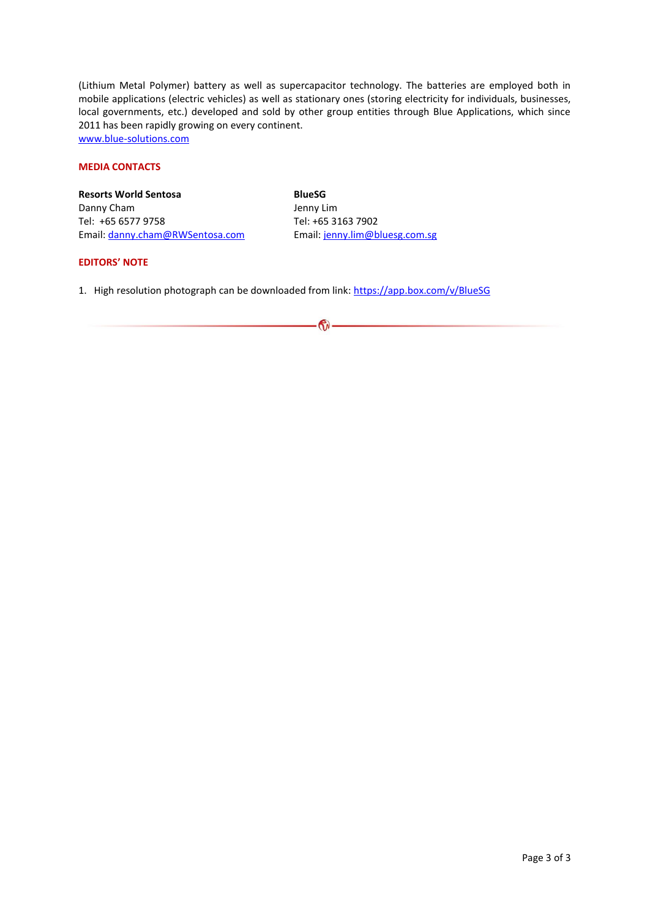(Lithium Metal Polymer) battery as well as supercapacitor technology. The batteries are employed both in mobile applications (electric vehicles) as well as stationary ones (storing electricity for individuals, businesses, local governments, etc.) developed and sold by other group entities through Blue Applications, which since 2011 has been rapidly growing on every continent.
www.blue-solutions.com

## MEDIA CONTACTS

**Resorts World Sentosa**
Danny Cham
Tel: +65 6577 9758
Email: danny.cham@RWSentosa.com

**BlueSG**
Jenny Lim
Tel: +65 3163 7902
Email: jenny.lim@bluesg.com.sg

## EDITORS' NOTE

1. High resolution photograph can be downloaded from link: https://app.box.com/v/BlueSG